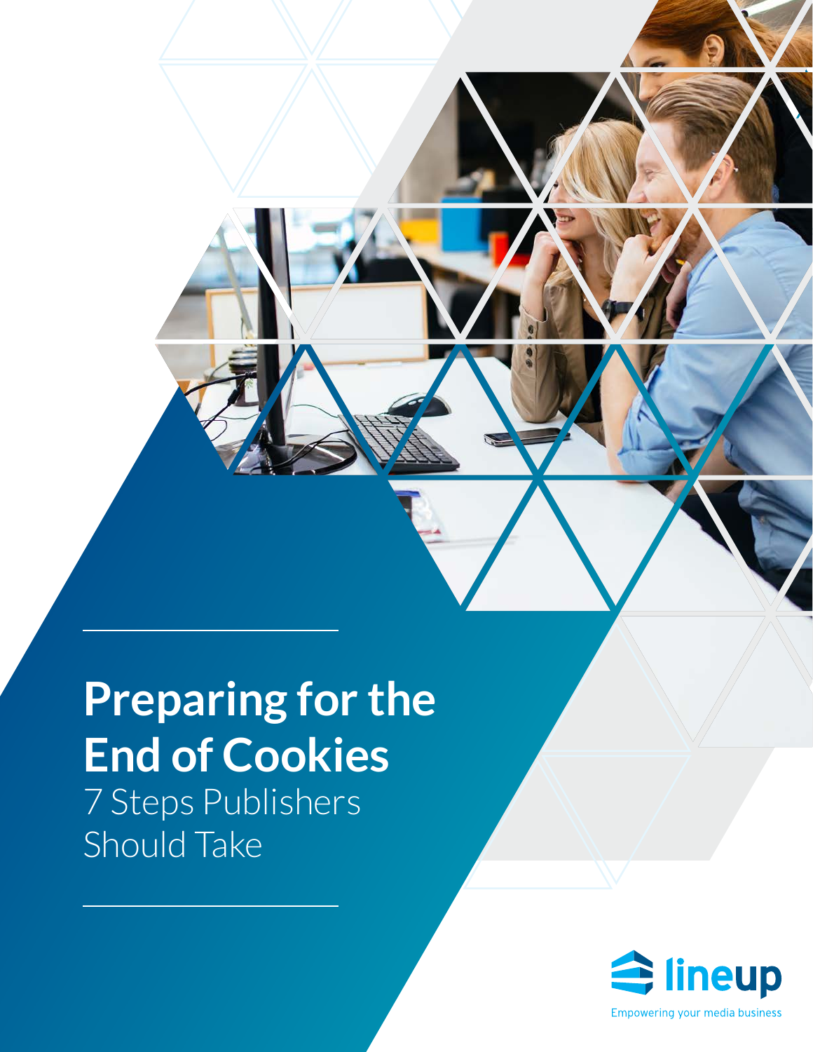# Preparing for the End of Cookies

## 7 Steps Publishers Should Take

lineup

Empowering your media business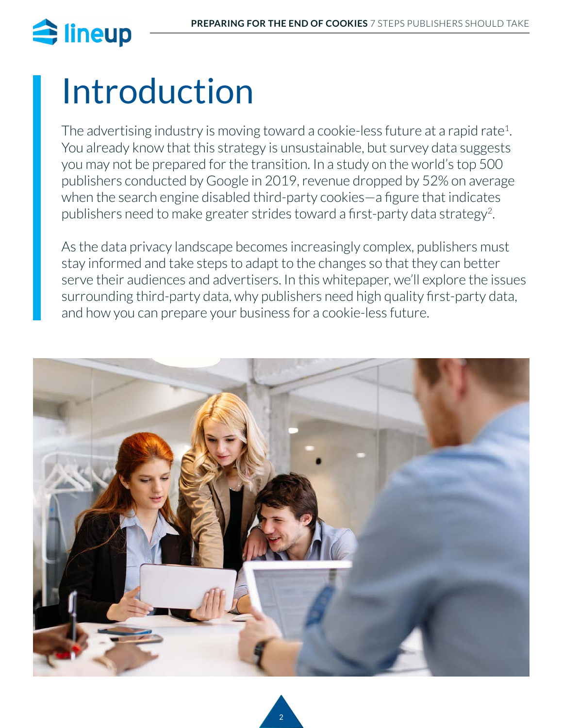# Introduction

The advertising industry is moving toward a cookie-less future at a rapid rate[1]. You already know that this strategy is unsustainable, but survey data suggests you may not be prepared for the transition. In a study on the world's top 500 publishers conducted by Google in 2019, revenue dropped by 52% on average when the search engine disabled third-party cookies—a figure that indicates publishers need to make greater strides toward a first-party data strategy[2].

As the data privacy landscape becomes increasingly complex, publishers must stay informed and take steps to adapt to the changes so that they can better serve their audiences and advertisers. In this whitepaper, we'll explore the issues surrounding third-party data, why publishers need high quality first-party data, and how you can prepare your business for a cookie-less future.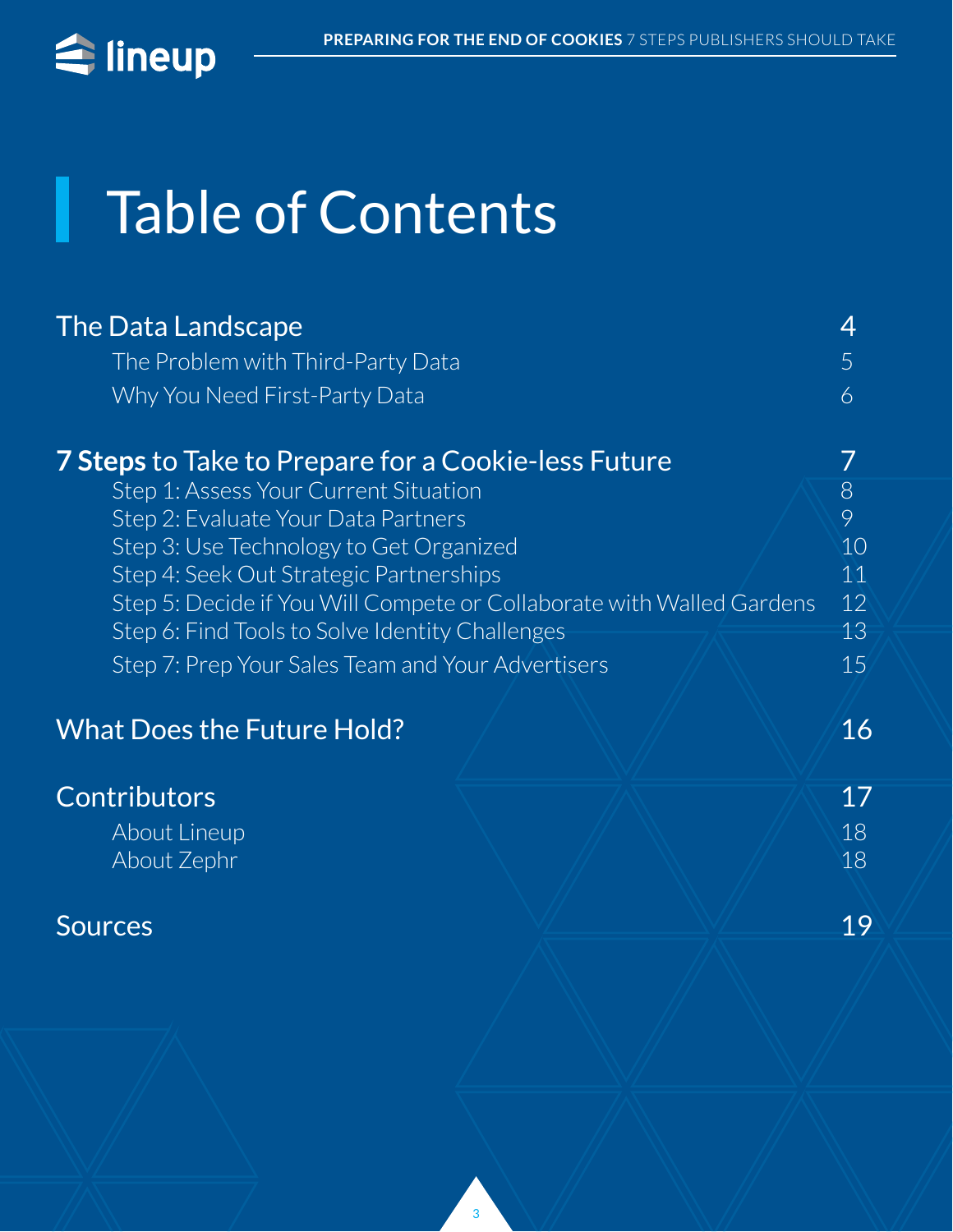# Table of Contents

| | |
|---|---|
| **The Data Landscape** | **4** |
| The Problem with Third-Party Data | 5 |
| Why You Need First-Party Data | 6 |
| **7 Steps to Take to Prepare for a Cookie-less Future** | **7** |
| Step 1: Assess Your Current Situation | 8 |
| Step 2: Evaluate Your Data Partners | 9 |
| Step 3: Use Technology to Get Organized | 10 |
| Step 4: Seek Out Strategic Partnerships | 11 |
| Step 5: Decide if You Will Compete or Collaborate with Walled Gardens | 12 |
| Step 6: Find Tools to Solve Identity Challenges | 13 |
| Step 7: Prep Your Sales Team and Your Advertisers | 15 |
| **What Does the Future Hold?** | **16** |
| **Contributors** | **17** |
| About Lineup | 18 |
| About Zephr | 18 |
| **Sources** | **19** |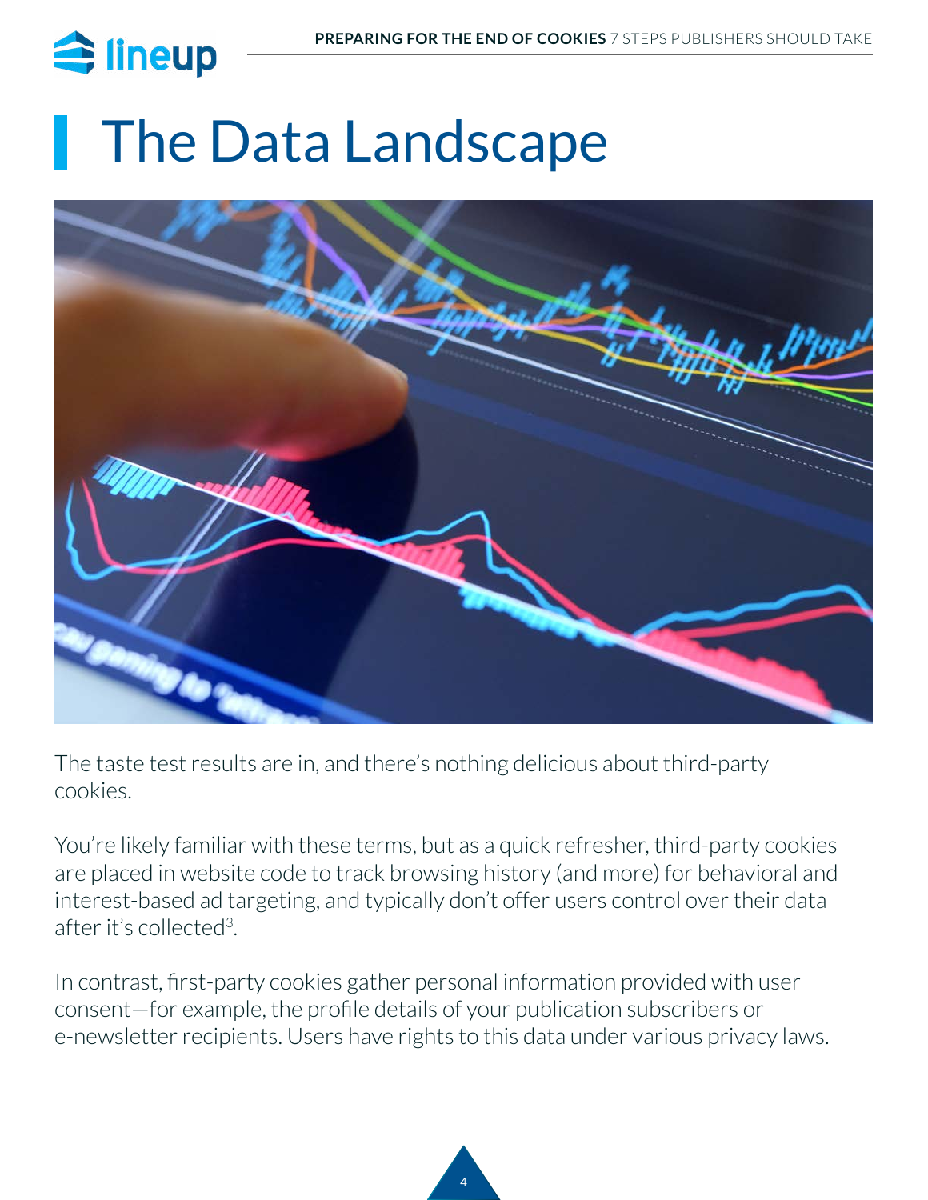# The Data Landscape

The taste test results are in, and there's nothing delicious about third-party cookies.

You're likely familiar with these terms, but as a quick refresher, third-party cookies are placed in website code to track browsing history (and more) for behavioral and interest-based ad targeting, and typically don't offer users control over their data after it's collected[3].

In contrast, first-party cookies gather personal information provided with user consent—for example, the profile details of your publication subscribers or e-newsletter recipients. Users have rights to this data under various privacy laws.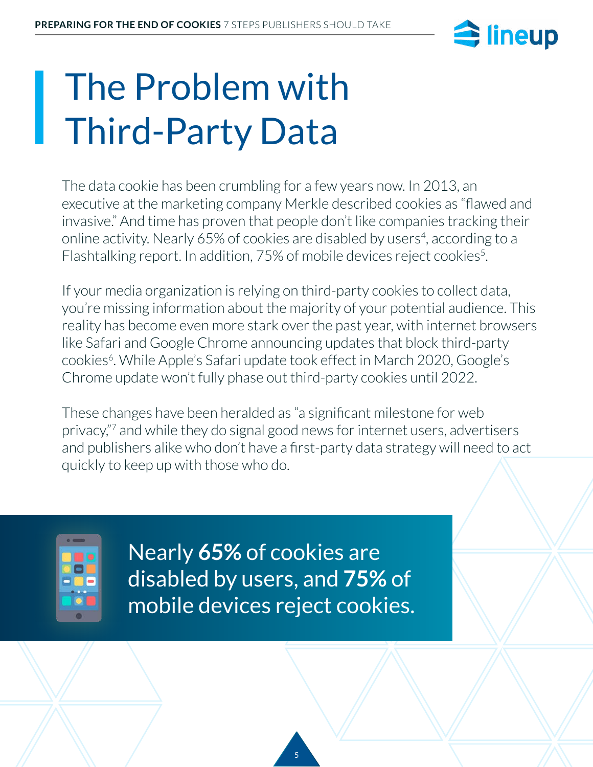# The Problem with Third-Party Data

The data cookie has been crumbling for a few years now. In 2013, an executive at the marketing company Merkle described cookies as "flawed and invasive." And time has proven that people don't like companies tracking their online activity. Nearly 65% of cookies are disabled by users[4], according to a Flashtalking report. In addition, 75% of mobile devices reject cookies[5].

If your media organization is relying on third-party cookies to collect data, you're missing information about the majority of your potential audience. This reality has become even more stark over the past year, with internet browsers like Safari and Google Chrome announcing updates that block third-party cookies[6]. While Apple's Safari update took effect in March 2020, Google's Chrome update won't fully phase out third-party cookies until 2022.

These changes have been heralded as "a significant milestone for web privacy,"[7] and while they do signal good news for internet users, advertisers and publishers alike who don't have a first-party data strategy will need to act quickly to keep up with those who do.

Nearly **65%** of cookies are disabled by users, and **75%** of mobile devices reject cookies.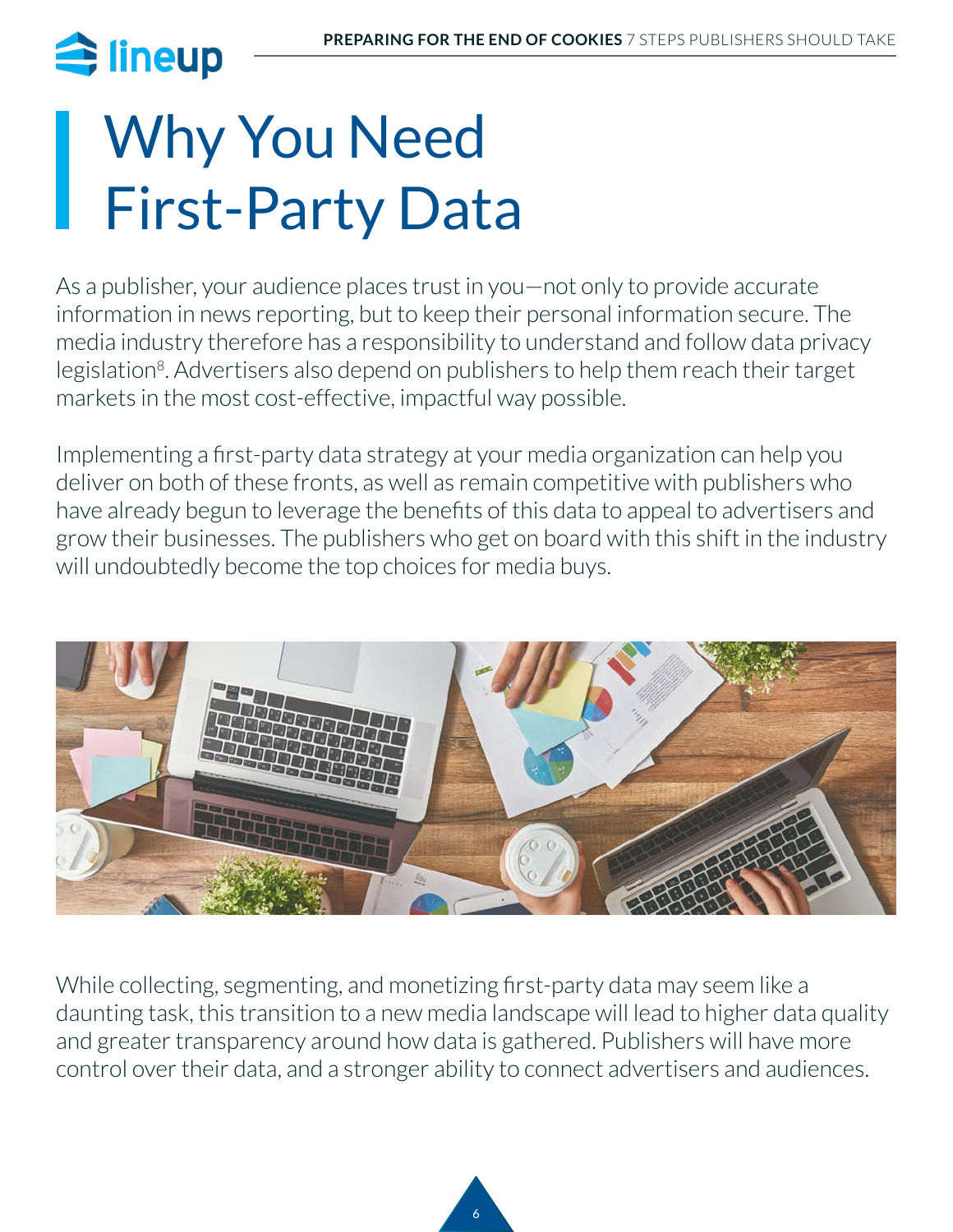# Why You Need First-Party Data

As a publisher, your audience places trust in you—not only to provide accurate information in news reporting, but to keep their personal information secure. The media industry therefore has a responsibility to understand and follow data privacy legislation[8]. Advertisers also depend on publishers to help them reach their target markets in the most cost-effective, impactful way possible.

Implementing a first-party data strategy at your media organization can help you deliver on both of these fronts, as well as remain competitive with publishers who have already begun to leverage the benefits of this data to appeal to advertisers and grow their businesses. The publishers who get on board with this shift in the industry will undoubtedly become the top choices for media buys.

While collecting, segmenting, and monetizing first-party data may seem like a daunting task, this transition to a new media landscape will lead to higher data quality and greater transparency around how data is gathered. Publishers will have more control over their data, and a stronger ability to connect advertisers and audiences.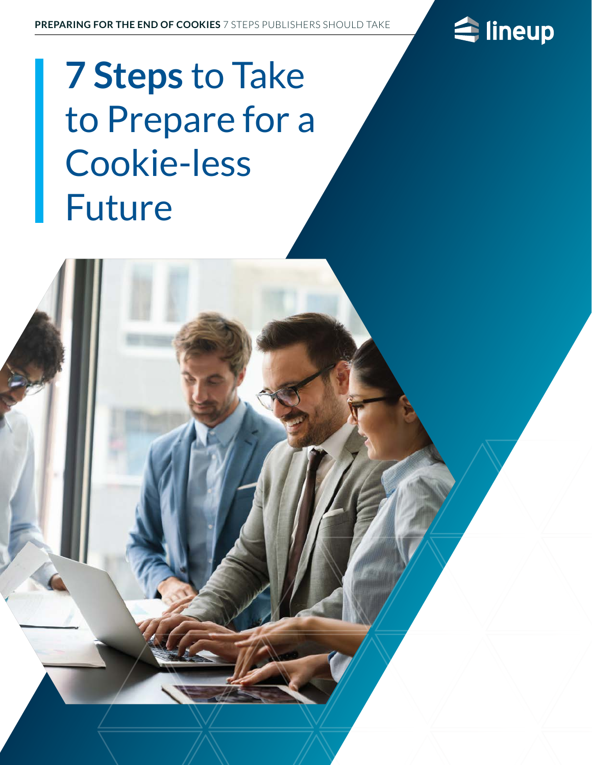# **7 Steps** to Take to Prepare for a Cookie-less Future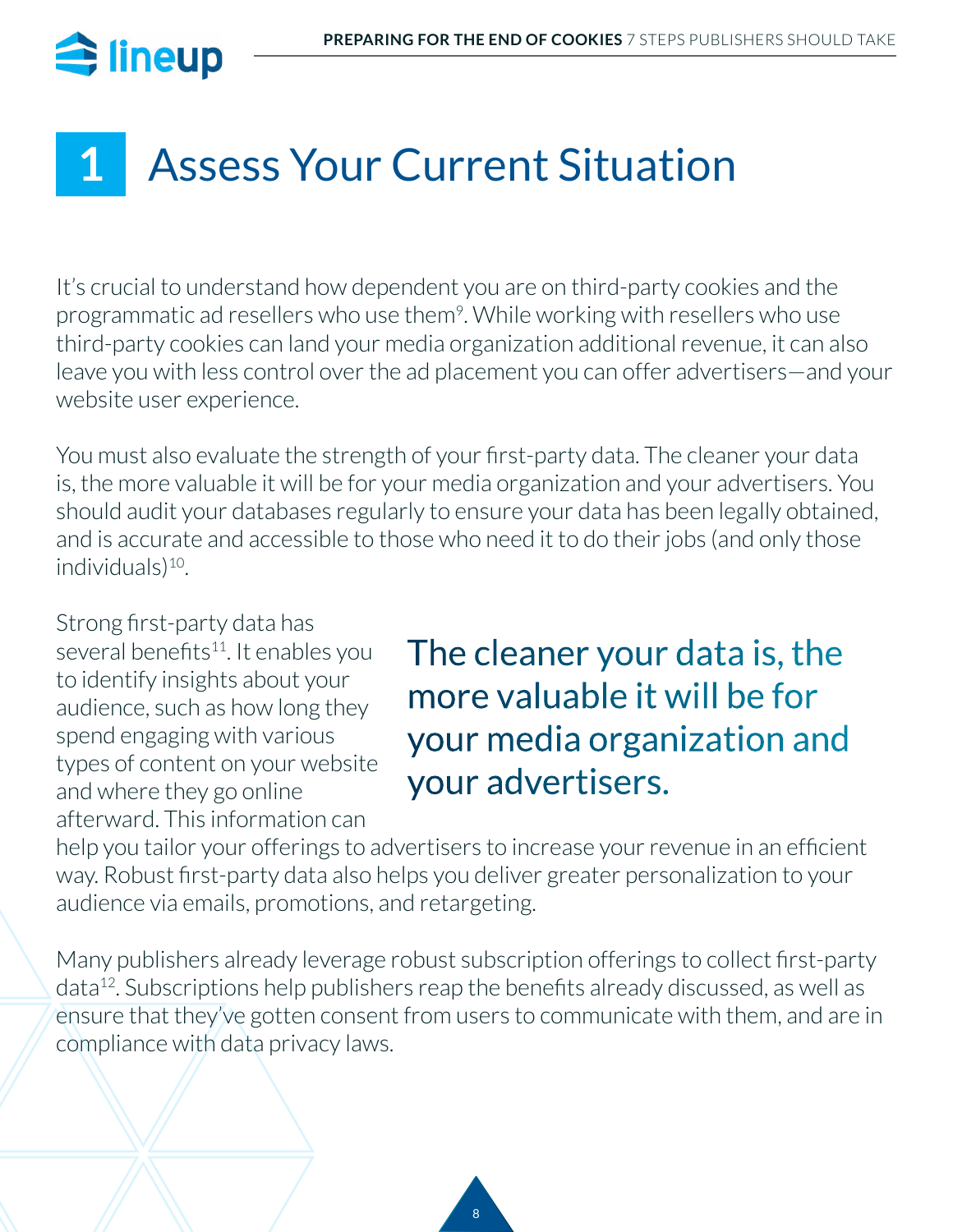# 1 Assess Your Current Situation

It's crucial to understand how dependent you are on third-party cookies and the programmatic ad resellers who use them[9]. While working with resellers who use third-party cookies can land your media organization additional revenue, it can also leave you with less control over the ad placement you can offer advertisers—and your website user experience.

You must also evaluate the strength of your first-party data. The cleaner your data is, the more valuable it will be for your media organization and your advertisers. You should audit your databases regularly to ensure your data has been legally obtained, and is accurate and accessible to those who need it to do their jobs (and only those individuals)[10].

> The cleaner your data is, the more valuable it will be for your media organization and your advertisers.

Strong first-party data has several benefits[11]. It enables you to identify insights about your audience, such as how long they spend engaging with various types of content on your website and where they go online afterward. This information can help you tailor your offerings to advertisers to increase your revenue in an efficient way. Robust first-party data also helps you deliver greater personalization to your audience via emails, promotions, and retargeting.

Many publishers already leverage robust subscription offerings to collect first-party data[12]. Subscriptions help publishers reap the benefits already discussed, as well as ensure that they've gotten consent from users to communicate with them, and are in compliance with data privacy laws.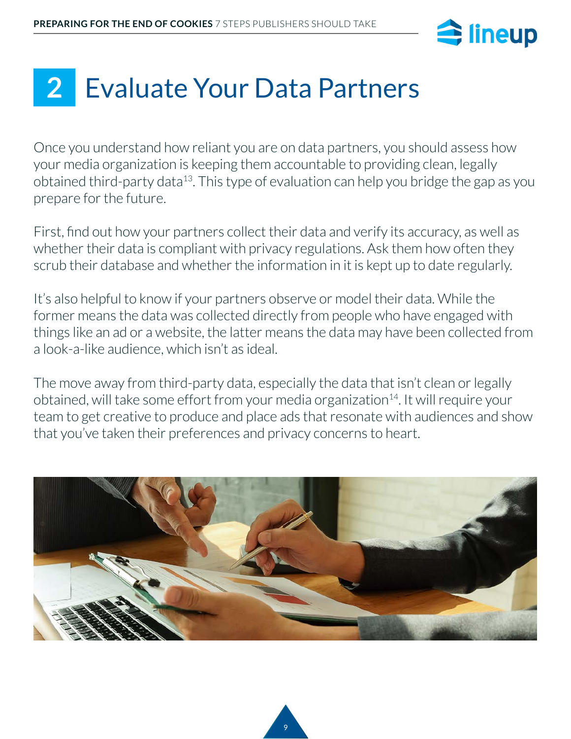# 2 Evaluate Your Data Partners

Once you understand how reliant you are on data partners, you should assess how your media organization is keeping them accountable to providing clean, legally obtained third-party data[13]. This type of evaluation can help you bridge the gap as you prepare for the future.

First, find out how your partners collect their data and verify its accuracy, as well as whether their data is compliant with privacy regulations. Ask them how often they scrub their database and whether the information in it is kept up to date regularly.

It's also helpful to know if your partners observe or model their data. While the former means the data was collected directly from people who have engaged with things like an ad or a website, the latter means the data may have been collected from a look-a-like audience, which isn't as ideal.

The move away from third-party data, especially the data that isn't clean or legally obtained, will take some effort from your media organization[14]. It will require your team to get creative to produce and place ads that resonate with audiences and show that you've taken their preferences and privacy concerns to heart.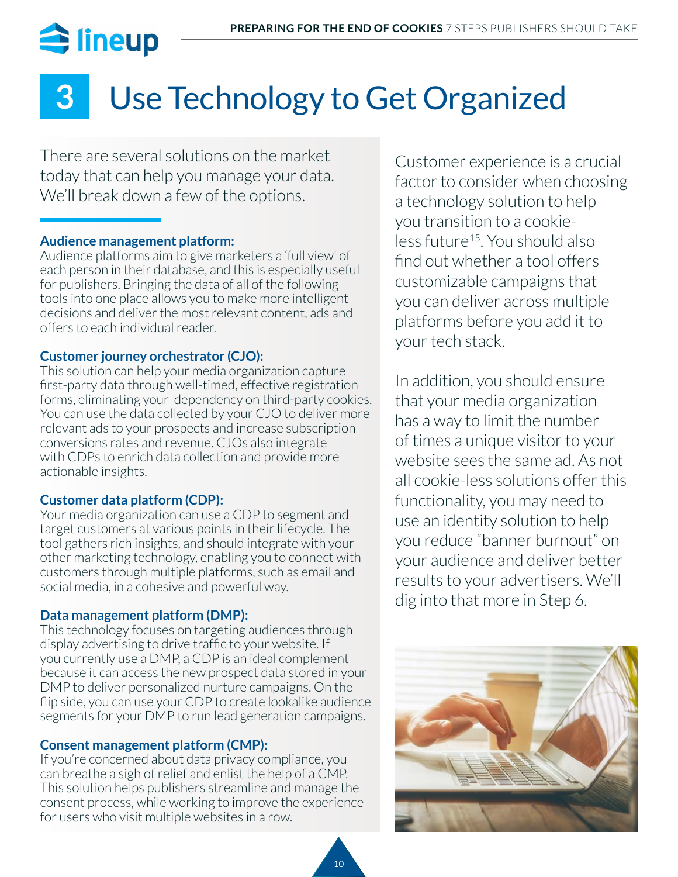# 3 Use Technology to Get Organized

There are several solutions on the market today that can help you manage your data. We'll break down a few of the options.

**Audience management platform:**
Audience platforms aim to give marketers a 'full view' of each person in their database, and this is especially useful for publishers. Bringing the data of all of the following tools into one place allows you to make more intelligent decisions and deliver the most relevant content, ads and offers to each individual reader.

**Customer journey orchestrator (CJO):**
This solution can help your media organization capture first-party data through well-timed, effective registration forms, eliminating your dependency on third-party cookies. You can use the data collected by your CJO to deliver more relevant ads to your prospects and increase subscription conversions rates and revenue. CJOs also integrate with CDPs to enrich data collection and provide more actionable insights.

**Customer data platform (CDP):**
Your media organization can use a CDP to segment and target customers at various points in their lifecycle. The tool gathers rich insights, and should integrate with your other marketing technology, enabling you to connect with customers through multiple platforms, such as email and social media, in a cohesive and powerful way.

**Data management platform (DMP):**
This technology focuses on targeting audiences through display advertising to drive traffic to your website. If you currently use a DMP, a CDP is an ideal complement because it can access the new prospect data stored in your DMP to deliver personalized nurture campaigns. On the flip side, you can use your CDP to create lookalike audience segments for your DMP to run lead generation campaigns.

**Consent management platform (CMP):**
If you're concerned about data privacy compliance, you can breathe a sigh of relief and enlist the help of a CMP. This solution helps publishers streamline and manage the consent process, while working to improve the experience for users who visit multiple websites in a row.

Customer experience is a crucial factor to consider when choosing a technology solution to help you transition to a cookie-less future[15]. You should also find out whether a tool offers customizable campaigns that you can deliver across multiple platforms before you add it to your tech stack.

In addition, you should ensure that your media organization has a way to limit the number of times a unique visitor to your website sees the same ad. As not all cookie-less solutions offer this functionality, you may need to use an identity solution to help you reduce "banner burnout" on your audience and deliver better results to your advertisers. We'll dig into that more in Step 6.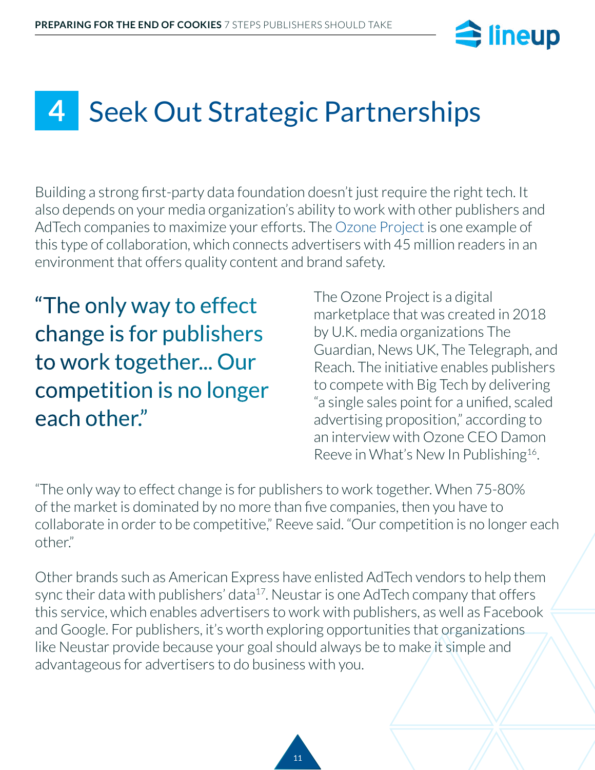# 4 Seek Out Strategic Partnerships

Building a strong first-party data foundation doesn't just require the right tech. It also depends on your media organization's ability to work with other publishers and AdTech companies to maximize your efforts. The Ozone Project is one example of this type of collaboration, which connects advertisers with 45 million readers in an environment that offers quality content and brand safety.

> "The only way to effect change is for publishers to work together... Our competition is no longer each other."

The Ozone Project is a digital marketplace that was created in 2018 by U.K. media organizations The Guardian, News UK, The Telegraph, and Reach. The initiative enables publishers to compete with Big Tech by delivering "a single sales point for a unified, scaled advertising proposition," according to an interview with Ozone CEO Damon Reeve in What's New In Publishing[16].

"The only way to effect change is for publishers to work together. When 75-80% of the market is dominated by no more than five companies, then you have to collaborate in order to be competitive," Reeve said. "Our competition is no longer each other."

Other brands such as American Express have enlisted AdTech vendors to help them sync their data with publishers' data[17]. Neustar is one AdTech company that offers this service, which enables advertisers to work with publishers, as well as Facebook and Google. For publishers, it's worth exploring opportunities that organizations like Neustar provide because your goal should always be to make it simple and advantageous for advertisers to do business with you.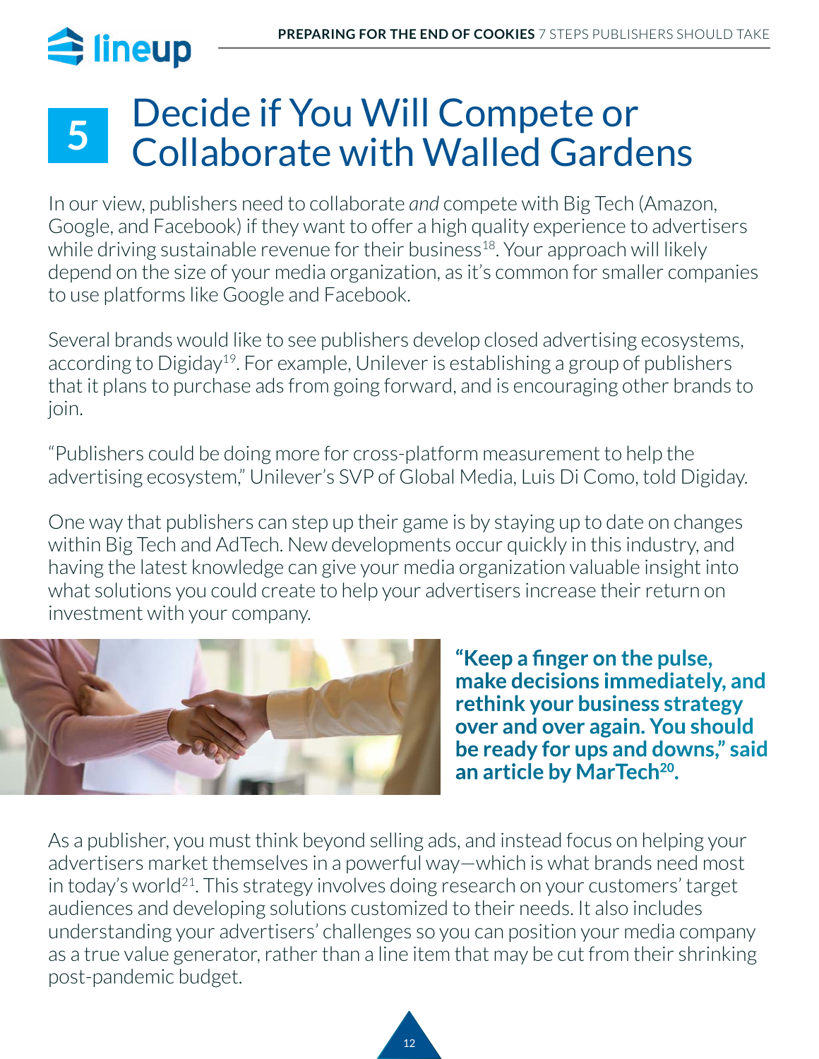# 5 Decide if You Will Compete or Collaborate with Walled Gardens

In our view, publishers need to collaborate *and* compete with Big Tech (Amazon, Google, and Facebook) if they want to offer a high quality experience to advertisers while driving sustainable revenue for their business[18]. Your approach will likely depend on the size of your media organization, as it's common for smaller companies to use platforms like Google and Facebook.

Several brands would like to see publishers develop closed advertising ecosystems, according to Digiday[19]. For example, Unilever is establishing a group of publishers that it plans to purchase ads from going forward, and is encouraging other brands to join.

"Publishers could be doing more for cross-platform measurement to help the advertising ecosystem," Unilever's SVP of Global Media, Luis Di Como, told Digiday.

One way that publishers can step up their game is by staying up to date on changes within Big Tech and AdTech. New developments occur quickly in this industry, and having the latest knowledge can give your media organization valuable insight into what solutions you could create to help your advertisers increase their return on investment with your company.

**"Keep a finger on the pulse, make decisions immediately, and rethink your business strategy over and over again. You should be ready for ups and downs," said an article by MarTech[20].**

As a publisher, you must think beyond selling ads, and instead focus on helping your advertisers market themselves in a powerful way—which is what brands need most in today's world[21]. This strategy involves doing research on your customers' target audiences and developing solutions customized to their needs. It also includes understanding your advertisers' challenges so you can position your media company as a true value generator, rather than a line item that may be cut from their shrinking post-pandemic budget.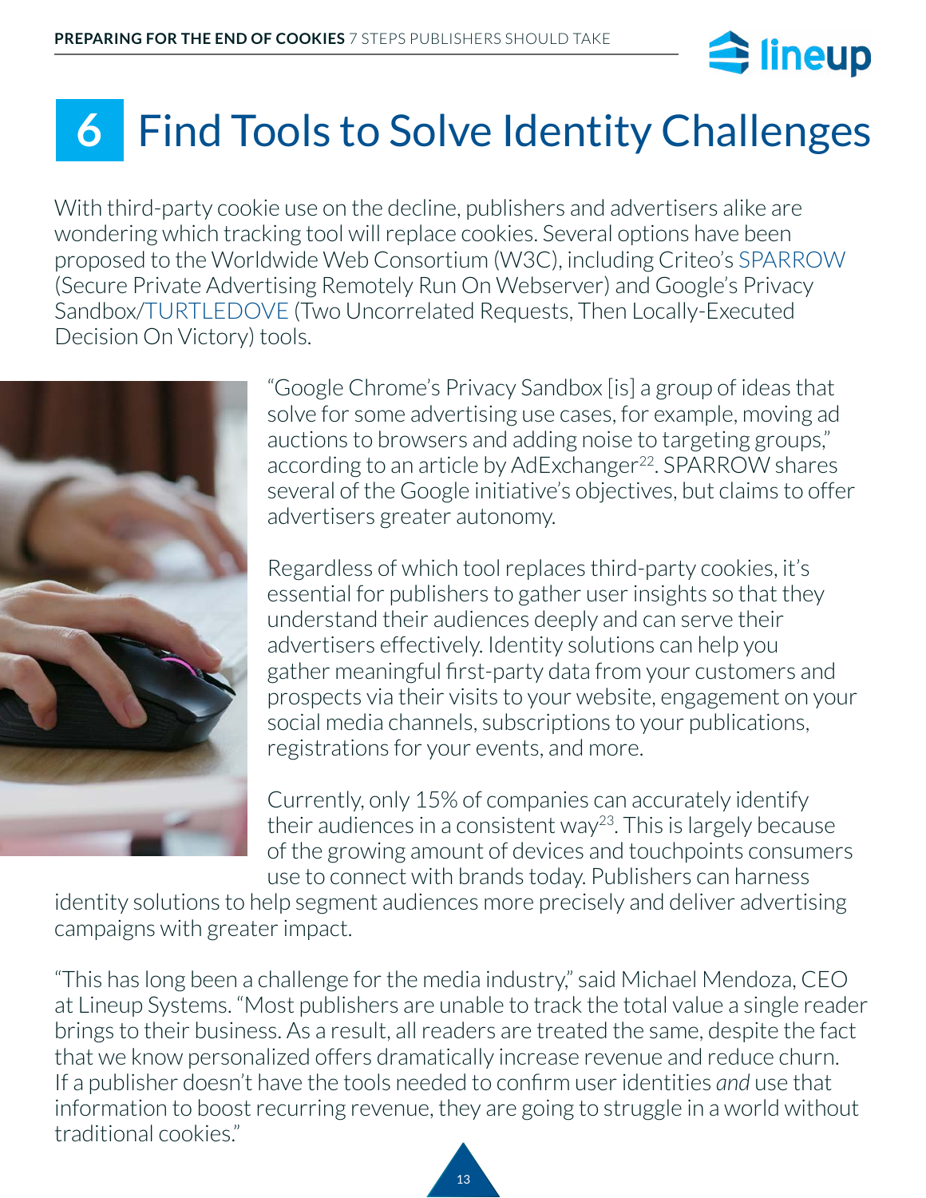# 6 Find Tools to Solve Identity Challenges

With third-party cookie use on the decline, publishers and advertisers alike are wondering which tracking tool will replace cookies. Several options have been proposed to the Worldwide Web Consortium (W3C), including Criteo's SPARROW (Secure Private Advertising Remotely Run On Webserver) and Google's Privacy Sandbox/TURTLEDOVE (Two Uncorrelated Requests, Then Locally-Executed Decision On Victory) tools.

"Google Chrome's Privacy Sandbox [is] a group of ideas that solve for some advertising use cases, for example, moving ad auctions to browsers and adding noise to targeting groups," according to an article by AdExchanger[22]. SPARROW shares several of the Google initiative's objectives, but claims to offer advertisers greater autonomy.

Regardless of which tool replaces third-party cookies, it's essential for publishers to gather user insights so that they understand their audiences deeply and can serve their advertisers effectively. Identity solutions can help you gather meaningful first-party data from your customers and prospects via their visits to your website, engagement on your social media channels, subscriptions to your publications, registrations for your events, and more.

Currently, only 15% of companies can accurately identify their audiences in a consistent way[23]. This is largely because of the growing amount of devices and touchpoints consumers use to connect with brands today. Publishers can harness identity solutions to help segment audiences more precisely and deliver advertising campaigns with greater impact.

"This has long been a challenge for the media industry," said Michael Mendoza, CEO at Lineup Systems. "Most publishers are unable to track the total value a single reader brings to their business. As a result, all readers are treated the same, despite the fact that we know personalized offers dramatically increase revenue and reduce churn. If a publisher doesn't have the tools needed to confirm user identities *and* use that information to boost recurring revenue, they are going to struggle in a world without traditional cookies."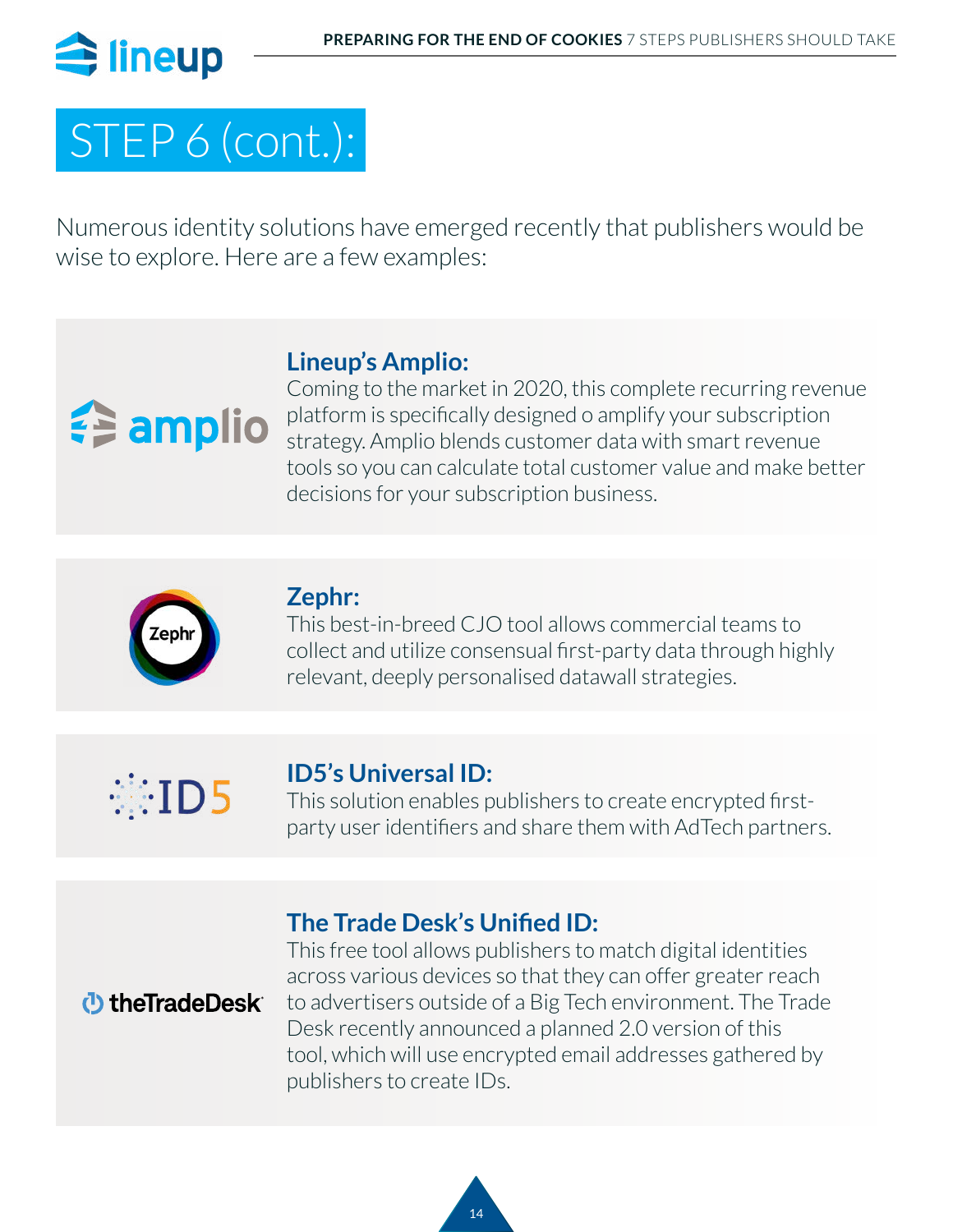# STEP 6 (cont.):

Numerous identity solutions have emerged recently that publishers would be wise to explore. Here are a few examples:

### Lineup's Amplio:

Coming to the market in 2020, this complete recurring revenue platform is specifically designed o amplify your subscription strategy. Amplio blends customer data with smart revenue tools so you can calculate total customer value and make better decisions for your subscription business.

### Zephr:

This best-in-breed CJO tool allows commercial teams to collect and utilize consensual first-party data through highly relevant, deeply personalised datawall strategies.

### ID5's Universal ID:

This solution enables publishers to create encrypted first-party user identifiers and share them with AdTech partners.

### The Trade Desk's Unified ID:

This free tool allows publishers to match digital identities across various devices so that they can offer greater reach to advertisers outside of a Big Tech environment. The Trade Desk recently announced a planned 2.0 version of this tool, which will use encrypted email addresses gathered by publishers to create IDs.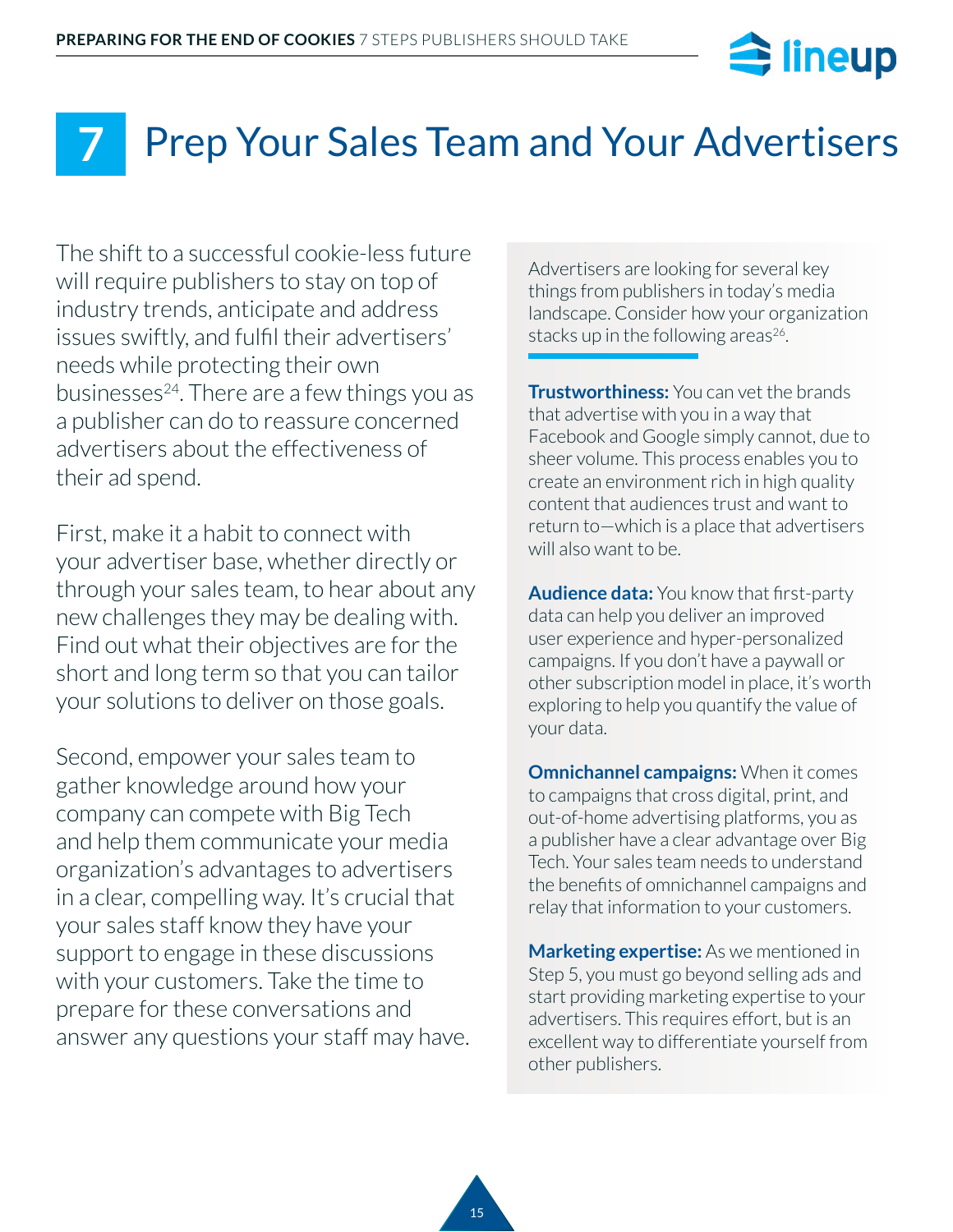# 7 Prep Your Sales Team and Your Advertisers

The shift to a successful cookie-less future will require publishers to stay on top of industry trends, anticipate and address issues swiftly, and fulfil their advertisers' needs while protecting their own businesses[24]. There are a few things you as a publisher can do to reassure concerned advertisers about the effectiveness of their ad spend.

First, make it a habit to connect with your advertiser base, whether directly or through your sales team, to hear about any new challenges they may be dealing with. Find out what their objectives are for the short and long term so that you can tailor your solutions to deliver on those goals.

Second, empower your sales team to gather knowledge around how your company can compete with Big Tech and help them communicate your media organization's advantages to advertisers in a clear, compelling way. It's crucial that your sales staff know they have your support to engage in these discussions with your customers. Take the time to prepare for these conversations and answer any questions your staff may have.

Advertisers are looking for several key things from publishers in today's media landscape. Consider how your organization stacks up in the following areas[26].

**Trustworthiness:** You can vet the brands that advertise with you in a way that Facebook and Google simply cannot, due to sheer volume. This process enables you to create an environment rich in high quality content that audiences trust and want to return to—which is a place that advertisers will also want to be.

**Audience data:** You know that first-party data can help you deliver an improved user experience and hyper-personalized campaigns. If you don't have a paywall or other subscription model in place, it's worth exploring to help you quantify the value of your data.

**Omnichannel campaigns:** When it comes to campaigns that cross digital, print, and out-of-home advertising platforms, you as a publisher have a clear advantage over Big Tech. Your sales team needs to understand the benefits of omnichannel campaigns and relay that information to your customers.

**Marketing expertise:** As we mentioned in Step 5, you must go beyond selling ads and start providing marketing expertise to your advertisers. This requires effort, but is an excellent way to differentiate yourself from other publishers.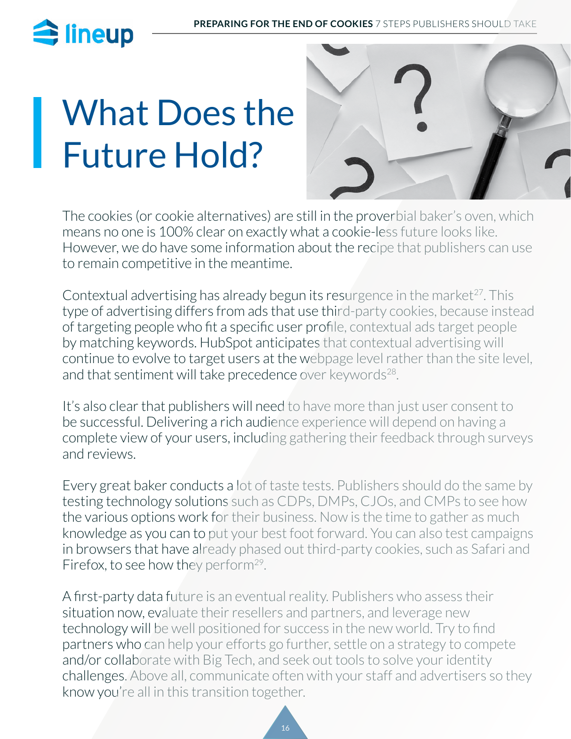# What Does the Future Hold?

The cookies (or cookie alternatives) are still in the proverbial baker's oven, which means no one is 100% clear on exactly what a cookie-less future looks like. However, we do have some information about the recipe that publishers can use to remain competitive in the meantime.

Contextual advertising has already begun its resurgence in the market[27]. This type of advertising differs from ads that use third-party cookies, because instead of targeting people who fit a specific user profile, contextual ads target people by matching keywords. HubSpot anticipates that contextual advertising will continue to evolve to target users at the webpage level rather than the site level, and that sentiment will take precedence over keywords[28].

It's also clear that publishers will need to have more than just user consent to be successful. Delivering a rich audience experience will depend on having a complete view of your users, including gathering their feedback through surveys and reviews.

Every great baker conducts a lot of taste tests. Publishers should do the same by testing technology solutions such as CDPs, DMPs, CJOs, and CMPs to see how the various options work for their business. Now is the time to gather as much knowledge as you can to put your best foot forward. You can also test campaigns in browsers that have already phased out third-party cookies, such as Safari and Firefox, to see how they perform[29].

A first-party data future is an eventual reality. Publishers who assess their situation now, evaluate their resellers and partners, and leverage new technology will be well positioned for success in the new world. Try to find partners who can help your efforts go further, settle on a strategy to compete and/or collaborate with Big Tech, and seek out tools to solve your identity challenges. Above all, communicate often with your staff and advertisers so they know you're all in this transition together.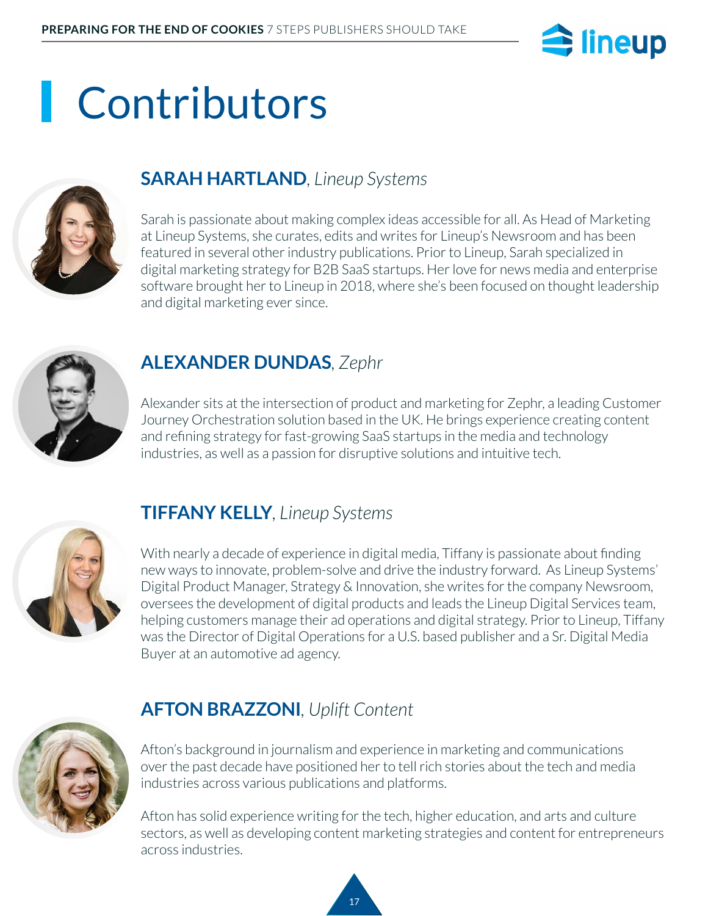# Contributors

## **SARAH HARTLAND**, *Lineup Systems*

Sarah is passionate about making complex ideas accessible for all. As Head of Marketing at Lineup Systems, she curates, edits and writes for Lineup's Newsroom and has been featured in several other industry publications. Prior to Lineup, Sarah specialized in digital marketing strategy for B2B SaaS startups. Her love for news media and enterprise software brought her to Lineup in 2018, where she's been focused on thought leadership and digital marketing ever since.

## **ALEXANDER DUNDAS**, *Zephr*

Alexander sits at the intersection of product and marketing for Zephr, a leading Customer Journey Orchestration solution based in the UK. He brings experience creating content and refining strategy for fast-growing SaaS startups in the media and technology industries, as well as a passion for disruptive solutions and intuitive tech.

## **TIFFANY KELLY**, *Lineup Systems*

With nearly a decade of experience in digital media, Tiffany is passionate about finding new ways to innovate, problem-solve and drive the industry forward. As Lineup Systems' Digital Product Manager, Strategy & Innovation, she writes for the company Newsroom, oversees the development of digital products and leads the Lineup Digital Services team, helping customers manage their ad operations and digital strategy. Prior to Lineup, Tiffany was the Director of Digital Operations for a U.S. based publisher and a Sr. Digital Media Buyer at an automotive ad agency.

## **AFTON BRAZZONI**, *Uplift Content*

Afton's background in journalism and experience in marketing and communications over the past decade have positioned her to tell rich stories about the tech and media industries across various publications and platforms.

Afton has solid experience writing for the tech, higher education, and arts and culture sectors, as well as developing content marketing strategies and content for entrepreneurs across industries.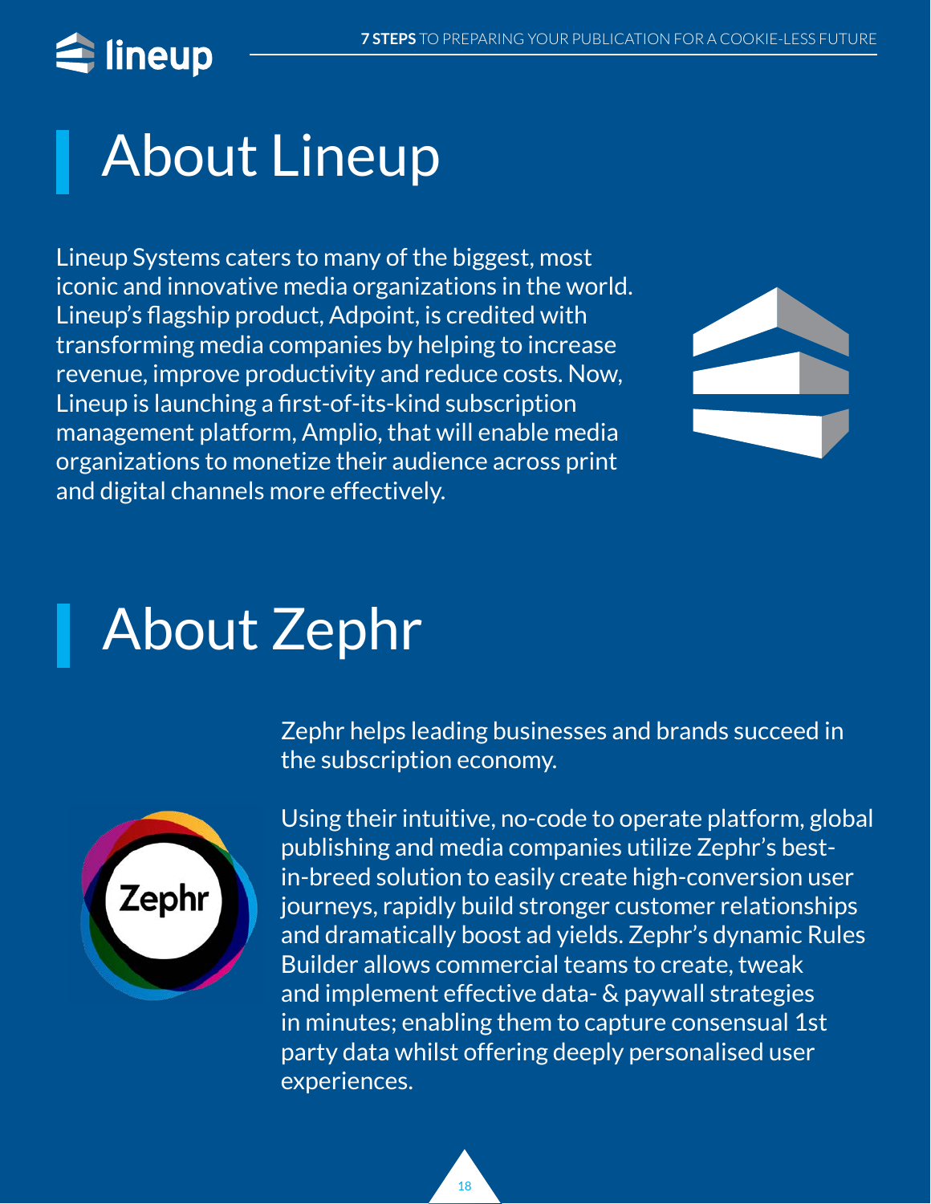# About Lineup

Lineup Systems caters to many of the biggest, most iconic and innovative media organizations in the world. Lineup's flagship product, Adpoint, is credited with transforming media companies by helping to increase revenue, improve productivity and reduce costs. Now, Lineup is launching a first-of-its-kind subscription management platform, Amplio, that will enable media organizations to monetize their audience across print and digital channels more effectively.

# About Zephr

Zephr helps leading businesses and brands succeed in the subscription economy.

Using their intuitive, no-code to operate platform, global publishing and media companies utilize Zephr's best-in-breed solution to easily create high-conversion user journeys, rapidly build stronger customer relationships and dramatically boost ad yields. Zephr's dynamic Rules Builder allows commercial teams to create, tweak and implement effective data- & paywall strategies in minutes; enabling them to capture consensual 1st party data whilst offering deeply personalised user experiences.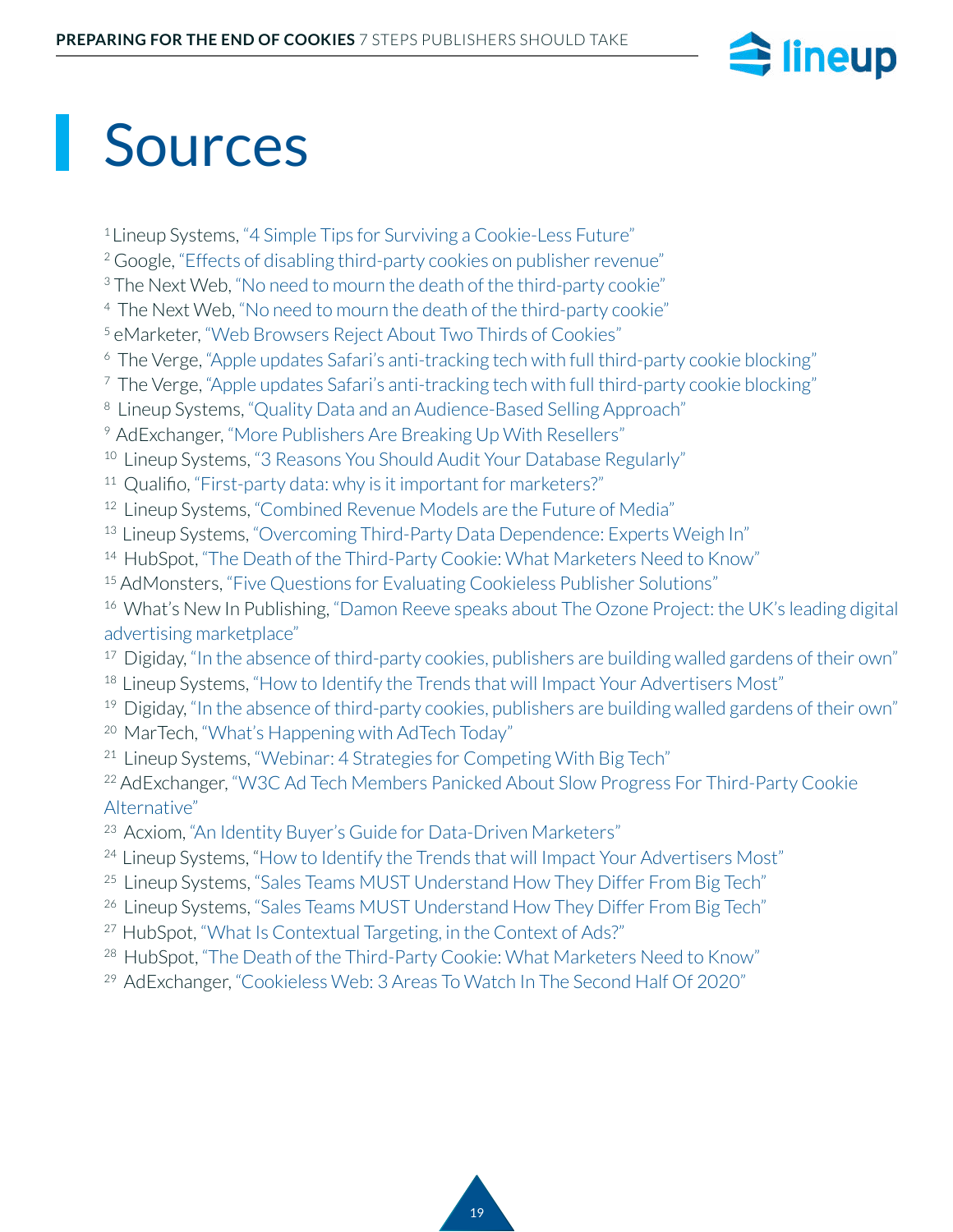# Sources

[1] Lineup Systems, "4 Simple Tips for Surviving a Cookie-Less Future"
[2] Google, "Effects of disabling third-party cookies on publisher revenue"
[3] The Next Web, "No need to mourn the death of the third-party cookie"
[4] The Next Web, "No need to mourn the death of the third-party cookie"
[5] eMarketer, "Web Browsers Reject About Two Thirds of Cookies"
[6] The Verge, "Apple updates Safari's anti-tracking tech with full third-party cookie blocking"
[7] The Verge, "Apple updates Safari's anti-tracking tech with full third-party cookie blocking"
[8] Lineup Systems, "Quality Data and an Audience-Based Selling Approach"
[9] AdExchanger, "More Publishers Are Breaking Up With Resellers"
[10] Lineup Systems, "3 Reasons You Should Audit Your Database Regularly"
[11] Qualifio, "First-party data: why is it important for marketers?"
[12] Lineup Systems, "Combined Revenue Models are the Future of Media"
[13] Lineup Systems, "Overcoming Third-Party Data Dependence: Experts Weigh In"
[14] HubSpot, "The Death of the Third-Party Cookie: What Marketers Need to Know"
[15] AdMonsters, "Five Questions for Evaluating Cookieless Publisher Solutions"
[16] What's New In Publishing, "Damon Reeve speaks about The Ozone Project: the UK's leading digital advertising marketplace"
[17] Digiday, "In the absence of third-party cookies, publishers are building walled gardens of their own"
[18] Lineup Systems, "How to Identify the Trends that will Impact Your Advertisers Most"
[19] Digiday, "In the absence of third-party cookies, publishers are building walled gardens of their own"
[20] MarTech, "What's Happening with AdTech Today"
[21] Lineup Systems, "Webinar: 4 Strategies for Competing With Big Tech"
[22] AdExchanger, "W3C Ad Tech Members Panicked About Slow Progress For Third-Party Cookie Alternative"
[23] Acxiom, "An Identity Buyer's Guide for Data-Driven Marketers"
[24] Lineup Systems, "How to Identify the Trends that will Impact Your Advertisers Most"
[25] Lineup Systems, "Sales Teams MUST Understand How They Differ From Big Tech"
[26] Lineup Systems, "Sales Teams MUST Understand How They Differ From Big Tech"
[27] HubSpot, "What Is Contextual Targeting, in the Context of Ads?"
[28] HubSpot, "The Death of the Third-Party Cookie: What Marketers Need to Know"
[29] AdExchanger, "Cookieless Web: 3 Areas To Watch In The Second Half Of 2020"